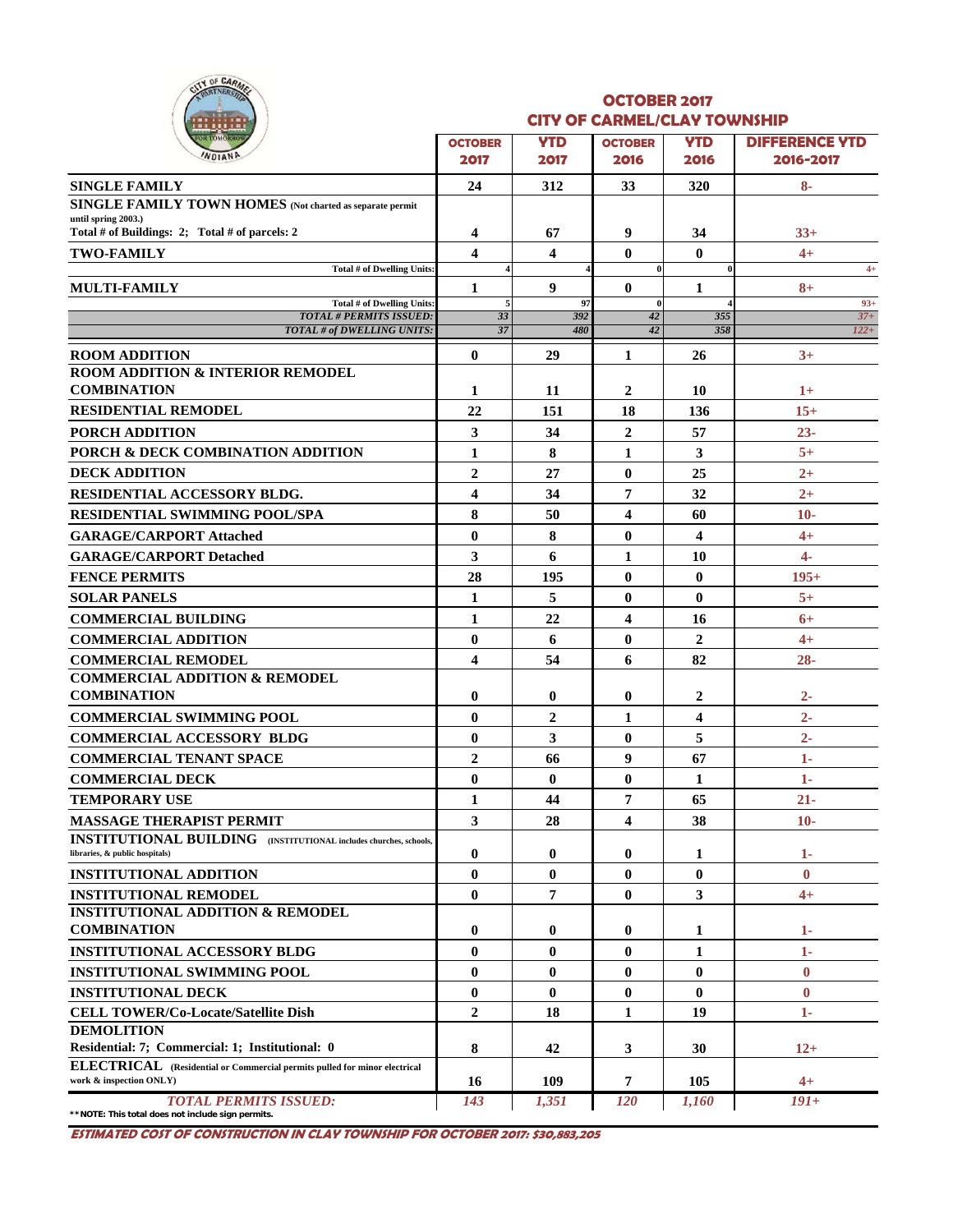# OCTOBER 2017
## CITY OF CARMEL/CLAY TOWNSHIP

| | OCTOBER 2017 | YTD 2017 | OCTOBER 2016 | YTD 2016 | DIFFERENCE YTD 2016-2017 |
|---|---|---|---|---|---|
| **SINGLE FAMILY** | 24 | 312 | 33 | 320 | 8- |
| **SINGLE FAMILY TOWN HOMES** (Not charted as separate permit until spring 2003.) Total # of Buildings: 2; Total # of parcels: 2 | 4 | 67 | 9 | 34 | 33+ |
| **TWO-FAMILY** | 4 | 4 | 0 | 0 | 4+ |
| Total # of Dwelling Units: | 4 | 4 | 0 | 0 | 4+ |
| **MULTI-FAMILY** | 1 | 9 | 0 | 1 | 8+ |
| Total # of Dwelling Units: | 5 | 97 | 0 | 4 | 93+ |
| *TOTAL # PERMITS ISSUED:* | *33* | *392* | *42* | *355* | *37+* |
| *TOTAL # of DWELLING UNITS:* | *37* | *480* | *42* | *358* | *122+* |
| **ROOM ADDITION** | 0 | 29 | 1 | 26 | 3+ |
| **ROOM ADDITION & INTERIOR REMODEL COMBINATION** | 1 | 11 | 2 | 10 | 1+ |
| **RESIDENTIAL REMODEL** | 22 | 151 | 18 | 136 | 15+ |
| **PORCH ADDITION** | 3 | 34 | 2 | 57 | 23- |
| **PORCH & DECK COMBINATION ADDITION** | 1 | 8 | 1 | 3 | 5+ |
| **DECK ADDITION** | 2 | 27 | 0 | 25 | 2+ |
| **RESIDENTIAL ACCESSORY BLDG.** | 4 | 34 | 7 | 32 | 2+ |
| **RESIDENTIAL SWIMMING POOL/SPA** | 8 | 50 | 4 | 60 | 10- |
| **GARAGE/CARPORT Attached** | 0 | 8 | 0 | 4 | 4+ |
| **GARAGE/CARPORT Detached** | 3 | 6 | 1 | 10 | 4- |
| **FENCE PERMITS** | 28 | 195 | 0 | 0 | 195+ |
| **SOLAR PANELS** | 1 | 5 | 0 | 0 | 5+ |
| **COMMERCIAL BUILDING** | 1 | 22 | 4 | 16 | 6+ |
| **COMMERCIAL ADDITION** | 0 | 6 | 0 | 2 | 4+ |
| **COMMERCIAL REMODEL** | 4 | 54 | 6 | 82 | 28- |
| **COMMERCIAL ADDITION & REMODEL COMBINATION** | 0 | 0 | 0 | 2 | 2- |
| **COMMERCIAL SWIMMING POOL** | 0 | 2 | 1 | 4 | 2- |
| **COMMERCIAL ACCESSORY BLDG** | 0 | 3 | 0 | 5 | 2- |
| **COMMERCIAL TENANT SPACE** | 2 | 66 | 9 | 67 | 1- |
| **COMMERCIAL DECK** | 0 | 0 | 0 | 1 | 1- |
| **TEMPORARY USE** | 1 | 44 | 7 | 65 | 21- |
| **MASSAGE THERAPIST PERMIT** | 3 | 28 | 4 | 38 | 10- |
| **INSTITUTIONAL BUILDING** (INSTITUTIONAL includes churches, schools, libraries, & public hospitals) | 0 | 0 | 0 | 1 | 1- |
| **INSTITUTIONAL ADDITION** | 0 | 0 | 0 | 0 | 0 |
| **INSTITUTIONAL REMODEL** | 0 | 7 | 0 | 3 | 4+ |
| **INSTITUTIONAL ADDITION & REMODEL COMBINATION** | 0 | 0 | 0 | 1 | 1- |
| **INSTITUTIONAL ACCESSORY BLDG** | 0 | 0 | 0 | 1 | 1- |
| **INSTITUTIONAL SWIMMING POOL** | 0 | 0 | 0 | 0 | 0 |
| **INSTITUTIONAL DECK** | 0 | 0 | 0 | 0 | 0 |
| **CELL TOWER/Co-Locate/Satellite Dish** | 2 | 18 | 1 | 19 | 1- |
| **DEMOLITION** Residential: 7; Commercial: 1; Institutional: 0 | 8 | 42 | 3 | 30 | 12+ |
| **ELECTRICAL** (Residential or Commercial permits pulled for minor electrical work & inspection ONLY) | 16 | 109 | 7 | 105 | 4+ |
| *TOTAL PERMITS ISSUED:* | *143* | *1,351* | *120* | *1,160* | *191+* |

**NOTE: This total does not include sign permits.

***ESTIMATED COST OF CONSTRUCTION IN CLAY TOWNSHIP FOR OCTOBER 2017: $30,883,205***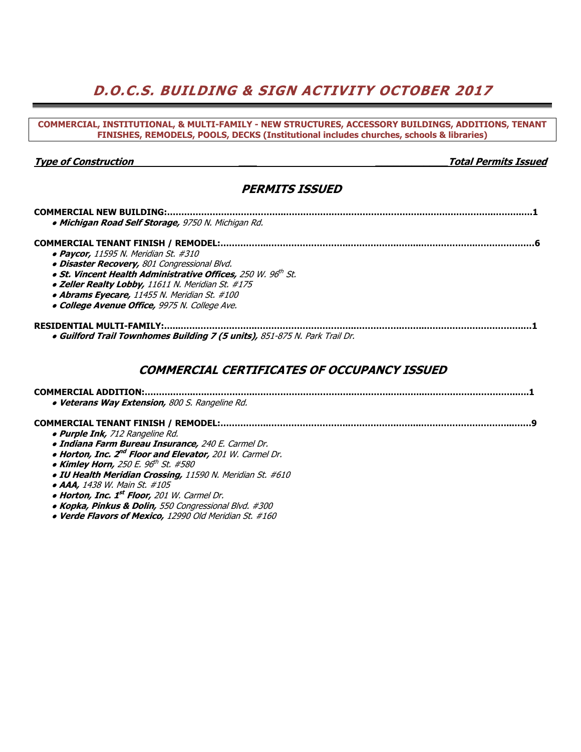# *D.O.C.S. BUILDING & SIGN ACTIVITY OCTOBER 2017*

**COMMERCIAL, INSTITUTIONAL, & MULTI-FAMILY - NEW STRUCTURES, ACCESSORY BUILDINGS, ADDITIONS, TENANT FINISHES, REMODELS, POOLS, DECKS (Institutional includes churches, schools & libraries)**

***Type of Construction*** ***Total Permits Issued***

## *PERMITS ISSUED*

**COMMERCIAL NEW BUILDING:**......................................................................................................................**1**

- ***Michigan Road Self Storage,*** *9750 N. Michigan Rd.*

**COMMERCIAL TENANT FINISH / REMODEL:**......................................................................................................**6**

- ***Paycor,*** *11595 N. Meridian St. #310*
- ***Disaster Recovery,*** *801 Congressional Blvd.*
- ***St. Vincent Health Administrative Offices,*** *250 W. 96th St.*
- ***Zeller Realty Lobby,*** *11611 N. Meridian St. #175*
- ***Abrams Eyecare,*** *11455 N. Meridian St. #100*
- ***College Avenue Office,*** *9975 N. College Ave.*

**RESIDENTIAL MULTI-FAMILY:**.........................................................................................................................**1**

- ***Guilford Trail Townhomes Building 7 (5 units),*** *851-875 N. Park Trail Dr.*

## *COMMERCIAL CERTIFICATES OF OCCUPANCY ISSUED*

**COMMERCIAL ADDITION:**...............................................................................................................................**1**

- ***Veterans Way Extension,*** *800 S. Rangeline Rd.*

**COMMERCIAL TENANT FINISH / REMODEL:**......................................................................................................**9**

- ***Purple Ink,*** *712 Rangeline Rd.*
- ***Indiana Farm Bureau Insurance,*** *240 E. Carmel Dr.*
- ***Horton, Inc. 2nd Floor and Elevator,*** *201 W. Carmel Dr.*
- ***Kimley Horn,*** *250 E. 96th St. #580*
- ***IU Health Meridian Crossing,*** *11590 N. Meridian St. #610*
- ***AAA,*** *1438 W. Main St. #105*
- ***Horton, Inc. 1st Floor,*** *201 W. Carmel Dr.*
- ***Kopka, Pinkus & Dolin,*** *550 Congressional Blvd. #300*
- ***Verde Flavors of Mexico,*** *12990 Old Meridian St. #160*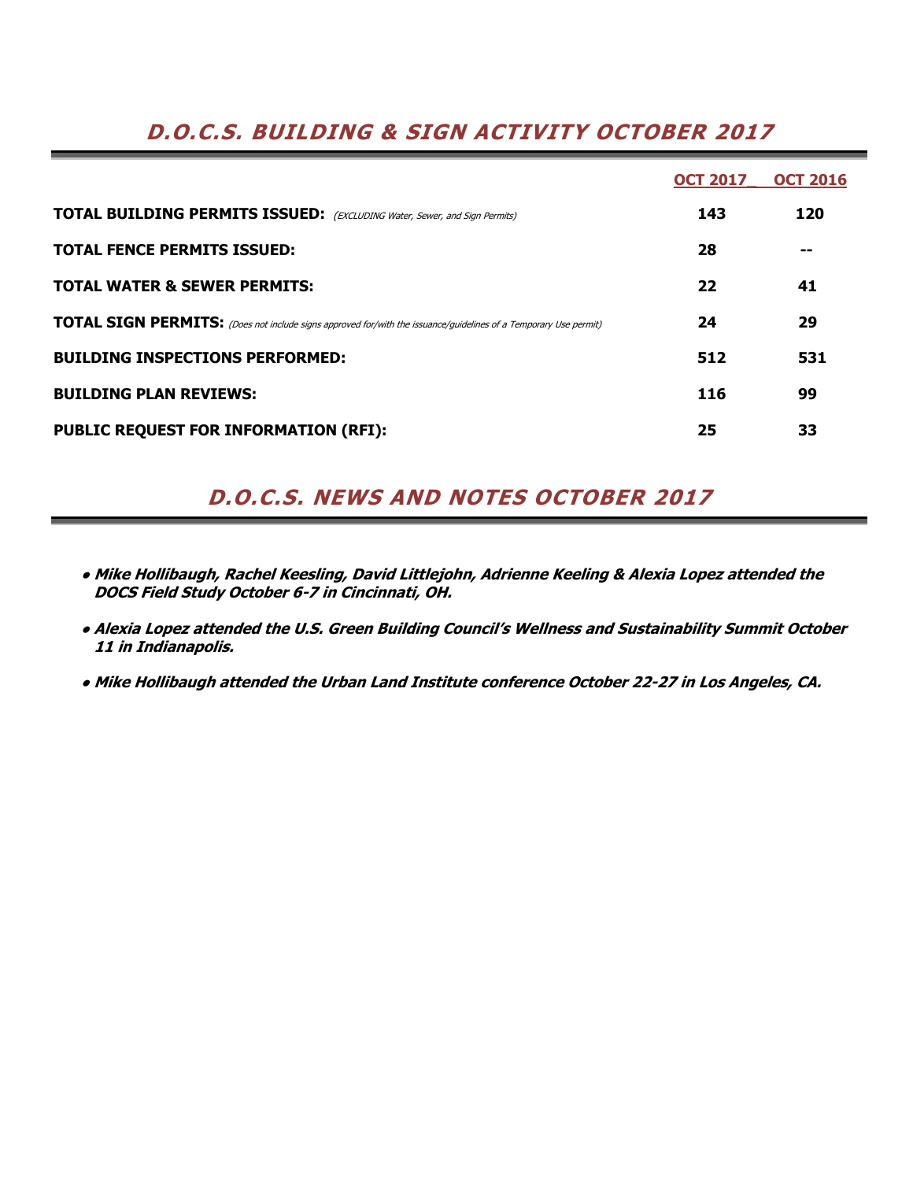## *D.O.C.S. BUILDING & SIGN ACTIVITY OCTOBER 2017*

| | OCT 2017 | OCT 2016 |
|---|---|---|
| **TOTAL BUILDING PERMITS ISSUED:** *(EXCLUDING Water, Sewer, and Sign Permits)* | **143** | **120** |
| **TOTAL FENCE PERMITS ISSUED:** | **28** | **--** |
| **TOTAL WATER & SEWER PERMITS:** | **22** | **41** |
| **TOTAL SIGN PERMITS:** *(Does not include signs approved for/with the issuance/guidelines of a Temporary Use permit)* | **24** | **29** |
| **BUILDING INSPECTIONS PERFORMED:** | **512** | **531** |
| **BUILDING PLAN REVIEWS:** | **116** | **99** |
| **PUBLIC REQUEST FOR INFORMATION (RFI):** | **25** | **33** |

## *D.O.C.S. NEWS AND NOTES OCTOBER 2017*

- ***Mike Hollibaugh, Rachel Keesling, David Littlejohn, Adrienne Keeling & Alexia Lopez attended the DOCS Field Study October 6-7 in Cincinnati, OH.***
- ***Alexia Lopez attended the U.S. Green Building Council's Wellness and Sustainability Summit October 11 in Indianapolis.***
- ***Mike Hollibaugh attended the Urban Land Institute conference October 22-27 in Los Angeles, CA.***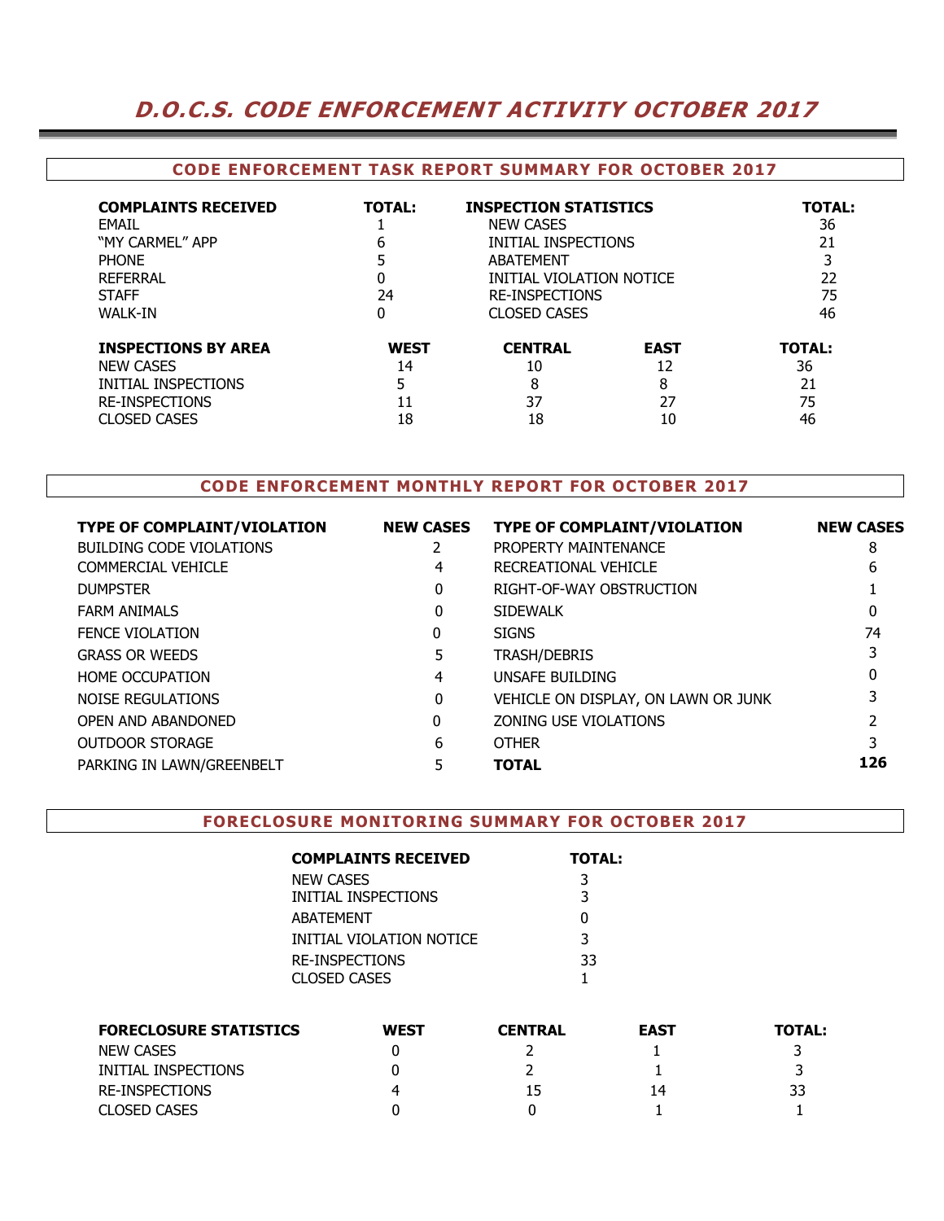# *D.O.C.S. CODE ENFORCEMENT ACTIVITY OCTOBER 2017*

## CODE ENFORCEMENT TASK REPORT SUMMARY FOR OCTOBER 2017

| COMPLAINTS RECEIVED | TOTAL: | INSPECTION STATISTICS | TOTAL: |
|---|---|---|---|
| EMAIL | 1 | NEW CASES | 36 |
| "MY CARMEL" APP | 6 | INITIAL INSPECTIONS | 21 |
| PHONE | 5 | ABATEMENT | 3 |
| REFERRAL | 0 | INITIAL VIOLATION NOTICE | 22 |
| STAFF | 24 | RE-INSPECTIONS | 75 |
| WALK-IN | 0 | CLOSED CASES | 46 |

| INSPECTIONS BY AREA | WEST | CENTRAL | EAST | TOTAL: |
|---|---|---|---|---|
| NEW CASES | 14 | 10 | 12 | 36 |
| INITIAL INSPECTIONS | 5 | 8 | 8 | 21 |
| RE-INSPECTIONS | 11 | 37 | 27 | 75 |
| CLOSED CASES | 18 | 18 | 10 | 46 |

## CODE ENFORCEMENT MONTHLY REPORT FOR OCTOBER 2017

| TYPE OF COMPLAINT/VIOLATION | NEW CASES | TYPE OF COMPLAINT/VIOLATION | NEW CASES |
|---|---|---|---|
| BUILDING CODE VIOLATIONS | 2 | PROPERTY MAINTENANCE | 8 |
| COMMERCIAL VEHICLE | 4 | RECREATIONAL VEHICLE | 6 |
| DUMPSTER | 0 | RIGHT-OF-WAY OBSTRUCTION | 1 |
| FARM ANIMALS | 0 | SIDEWALK | 0 |
| FENCE VIOLATION | 0 | SIGNS | 74 |
| GRASS OR WEEDS | 5 | TRASH/DEBRIS | 3 |
| HOME OCCUPATION | 4 | UNSAFE BUILDING | 0 |
| NOISE REGULATIONS | 0 | VEHICLE ON DISPLAY, ON LAWN OR JUNK | 3 |
| OPEN AND ABANDONED | 0 | ZONING USE VIOLATIONS | 2 |
| OUTDOOR STORAGE | 6 | OTHER | 3 |
| PARKING IN LAWN/GREENBELT | 5 | **TOTAL** | **126** |

## FORECLOSURE MONITORING SUMMARY FOR OCTOBER 2017

| COMPLAINTS RECEIVED | TOTAL: |
|---|---|
| NEW CASES | 3 |
| INITIAL INSPECTIONS | 3 |
| ABATEMENT | 0 |
| INITIAL VIOLATION NOTICE | 3 |
| RE-INSPECTIONS | 33 |
| CLOSED CASES | 1 |

| FORECLOSURE STATISTICS | WEST | CENTRAL | EAST | TOTAL: |
|---|---|---|---|---|
| NEW CASES | 0 | 2 | 1 | 3 |
| INITIAL INSPECTIONS | 0 | 2 | 1 | 3 |
| RE-INSPECTIONS | 4 | 15 | 14 | 33 |
| CLOSED CASES | 0 | 0 | 1 | 1 |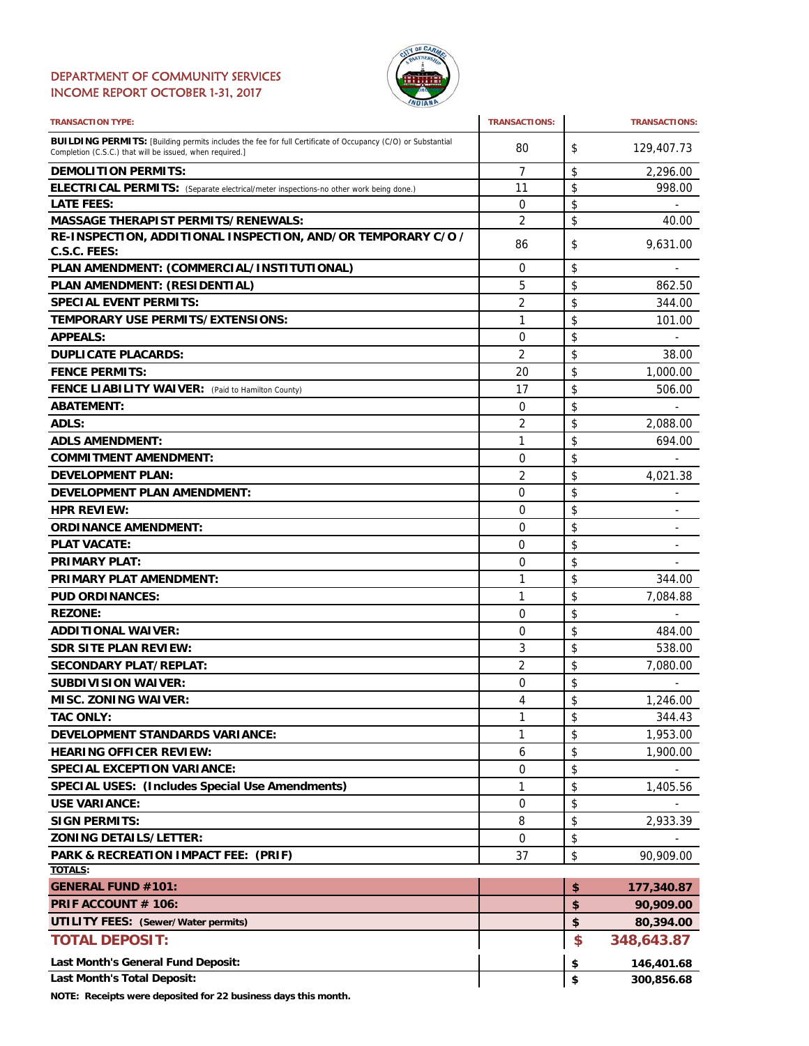# DEPARTMENT OF COMMUNITY SERVICES
## INCOME REPORT OCTOBER 1-31, 2017

| TRANSACTION TYPE: | TRANSACTIONS: | TRANSACTIONS: |
|---|---|---|
| **BUILDING PERMITS:** [Building permits includes the fee for full Certificate of Occupancy (C/O) or Substantial Completion (C.S.C.) that will be issued, when required.] | 80 | $ 129,407.73 |
| **DEMOLITION PERMITS:** | 7 | $ 2,296.00 |
| **ELECTRICAL PERMITS:** (Separate electrical/meter inspections-no other work being done.) | 11 | $ 998.00 |
| **LATE FEES:** | 0 | $ - |
| **MASSAGE THERAPIST PERMITS/RENEWALS:** | 2 | $ 40.00 |
| **RE-INSPECTION, ADDITIONAL INSPECTION, AND/OR TEMPORARY C/O / C.S.C. FEES:** | 86 | $ 9,631.00 |
| **PLAN AMENDMENT: (COMMERCIAL/INSTITUTIONAL)** | 0 | $ - |
| **PLAN AMENDMENT: (RESIDENTIAL)** | 5 | $ 862.50 |
| **SPECIAL EVENT PERMITS:** | 2 | $ 344.00 |
| **TEMPORARY USE PERMITS/EXTENSIONS:** | 1 | $ 101.00 |
| **APPEALS:** | 0 | $ - |
| **DUPLICATE PLACARDS:** | 2 | $ 38.00 |
| **FENCE PERMITS:** | 20 | $ 1,000.00 |
| **FENCE LIABILITY WAIVER:** (Paid to Hamilton County) | 17 | $ 506.00 |
| **ABATEMENT:** | 0 | $ - |
| **ADLS:** | 2 | $ 2,088.00 |
| **ADLS AMENDMENT:** | 1 | $ 694.00 |
| **COMMITMENT AMENDMENT:** | 0 | $ - |
| **DEVELOPMENT PLAN:** | 2 | $ 4,021.38 |
| **DEVELOPMENT PLAN AMENDMENT:** | 0 | $ - |
| **HPR REVIEW:** | 0 | $ - |
| **ORDINANCE AMENDMENT:** | 0 | $ - |
| **PLAT VACATE:** | 0 | $ - |
| **PRIMARY PLAT:** | 0 | $ - |
| **PRIMARY PLAT AMENDMENT:** | 1 | $ 344.00 |
| **PUD ORDINANCES:** | 1 | $ 7,084.88 |
| **REZONE:** | 0 | $ - |
| **ADDITIONAL WAIVER:** | 0 | $ 484.00 |
| **SDR SITE PLAN REVIEW:** | 3 | $ 538.00 |
| **SECONDARY PLAT/REPLAT:** | 2 | $ 7,080.00 |
| **SUBDIVISION WAIVER:** | 0 | $ - |
| **MISC. ZONING WAIVER:** | 4 | $ 1,246.00 |
| **TAC ONLY:** | 1 | $ 344.43 |
| **DEVELOPMENT STANDARDS VARIANCE:** | 1 | $ 1,953.00 |
| **HEARING OFFICER REVIEW:** | 6 | $ 1,900.00 |
| **SPECIAL EXCEPTION VARIANCE:** | 0 | $ - |
| **SPECIAL USES: (Includes Special Use Amendments)** | 1 | $ 1,405.56 |
| **USE VARIANCE:** | 0 | $ - |
| **SIGN PERMITS:** | 8 | $ 2,933.39 |
| **ZONING DETAILS/LETTER:** | 0 | $ - |
| **PARK & RECREATION IMPACT FEE: (PRIF)** | 37 | $ 90,909.00 |
| **TOTALS:** | | |
| **GENERAL FUND #101:** | | **$ 177,340.87** |
| **PRIF ACCOUNT # 106:** | | **$ 90,909.00** |
| **UTILITY FEES: (Sewer/Water permits)** | | **$ 80,394.00** |
| **TOTAL DEPOSIT:** | | **$ 348,643.87** |
| **Last Month's General Fund Deposit:** | | **$ 146,401.68** |
| **Last Month's Total Deposit:** | | **$ 300,856.68** |

**NOTE: Receipts were deposited for 22 business days this month.**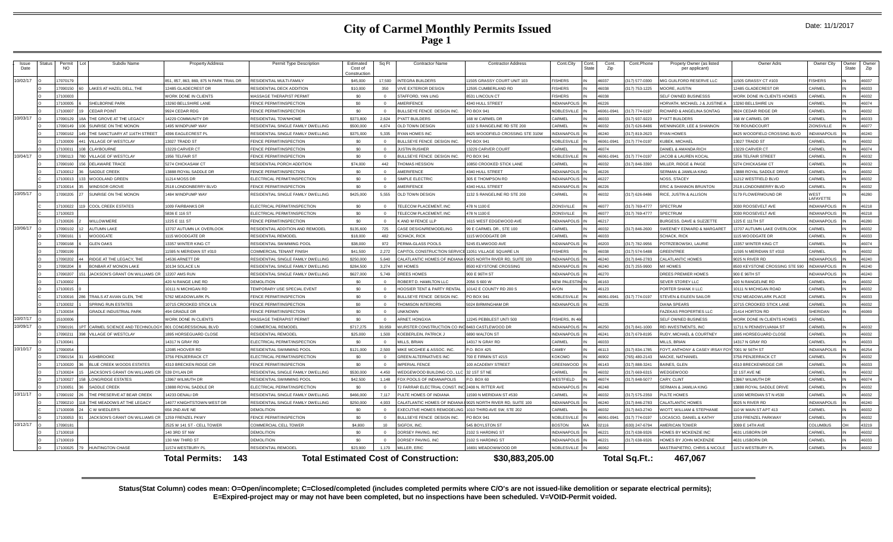# City of Carmel Monthly Permits Issued

## Page 1

Date: 11/1/2017

| Issue Date | Status | Permit NO | Lot | Subdiv Name | Property Address | Permit Type Description | Estimated Cost of Construction | Sq Ft | Contractor Name | Contractor Address | Cont.City | Cont. State | Cont. Zip | Cont.Phone | Propety Owner (as listed per applicant) | Owner Adrs | Owner City | Owner State | Owner Zip |
|---|---|---|---|---|---|---|---|---|---|---|---|---|---|---|---|---|---|---|---|
| 10/02/17 | O | 17070179 | | | 851, 857, 863, 869, 875 N PARK TRAIL DR | RESIDENTIAL MULTI-FAMILY | $45,000 | 17,500 | INTEGRA BUILDERS | 11505 GRASSY COURT UNIT 103 | FISHERS | IN | 46037 | (317) 577-0300 | MIG GUILFORD RESERVE LLC | 11505 GRASSY CT #103 | FISHERS | IN | 46037 |
| | O | 17090150 | 60 | LAKES AT HAZEL DELL, THE | 12485 GLADECREST DR | RESIDENTIAL DECK ADDITION | $10,000 | 350 | VIVE EXTERIOR DESIGN | 12595 CUMBERLAND RD | FISHERS | IN | 46038 | (317) 753-1225 | MOORE, AUSTIN | 12485 GLADECREST DR | CARMEL | IN | 46033 |
| | O | 17100003 | | | WORK DONE IN CLIENTS | MASSAGE THERAPIST PERMIT | $0 | 0 | STAFFORD, YAN LING | 8531 LINCOLN CT | FISHERS | IN | 46038 | | SELF OWNED BUSINESSS | WORK DONE IN CLIENTS HOMES | CARMEL | IN | 46032 |
| | O | 17100005 | 6 | SHELBORNE PARK | 13260 BELLSHIRE LANE | FENCE PERMIT/INSPECTION | $0 | 0 | AMERIFENCE | 4340 HULL STREET | INDIANAPOLIS | IN | 46226 | | HORVATH, MICHAEL J & JUSTINE A | 13260 BELLSHIRE LN | CARMEL | IN | 46074 |
| | O | 17100007 | 19 | CEDAR POINT | 9924 CEDAR RDG | FENCE PERMIT/INSPECTION | $0 | 0 | BULLSEYE FENCE DESIGN INC. | PO BOX 941 | NOBLESVILLE | IN | 46061-0941 | (317) 774-0197 | RICHARD & ANGELINA SONTAG | 9924 CEDAR RIDGE DR | CARMEL | IN | 46032 |
| 10/03/17 | O | 17090129 | 18A | THE GROVE AT THE LEGACY | 14229 COMMUNITY DR | RESIDENTIAL TOWNHOME | $373,800 | 2,624 | PYATT BUILDERS | 168 W CARMEL DR | CARMEL | IN | 46033 | (317) 937-9223 | PYATT BUILDERS | 168 W CARMEL DR | CARMEL | IN | 46033 |
| | O | 17090149 | 106 | SUNRISE ON THE MONON | 1495 WINDPUMP WAY | RESIDENTIAL SINGLE FAMILY DWELLING | $500,000 | 4,674 | OLD TOWN DESIGN | 1132 S RANGELINE RD STE 200 | CARMEL | IN | 46032 | (317) 626-8486 | WENNINGER, LEE & SHANNON | 700 ROUNDCOURT | ZIONSVILLE | IN | 46077 |
| | O | 17090162 | 149 | THE SANCTUARY AT 116TH STREET | 4396 EAGLECREST PL | RESIDENTIAL SINGLE FAMILY DWELLING | $375,000 | 5,335 | RYAN HOMES INC | 8425 WOODFIELD CROSSING STE 310W | INDIANAPOLIS | IN | 46240 | (317) 819-2623 | RYAN HOMES | 8425 WOODFIELD CROSSING BLVD | INDIANAPOLIS | IN | 46240 |
| | O | 17100009 | 441 | VILLAGE OF WESTCLAY | 13027 TRADD ST | FENCE PERMIT/INSPECTION | $0 | 0 | BULLSEYE FENCE DESIGN INC. | PO BOX 941 | NOBLESVILLE | IN | 46061-0941 | (317) 774-0197 | KUBEK, MICHAEL | 13027 TRADD ST | CARMEL | IN | 46032 |
| | O | 17100011 | 108 | CLAYBOURNE | 13229 CARVER CT | FENCE PERMIT/INSPECTION | $0 | 0 | JUSTIN RUSHER | 13229 CARVER COURT | CARMEL | IN | 46074 | | DANIEL & AMANDA RICH | 13229 CARVER CT | CARMEL | IN | 46074 |
| 10/04/17 | O | 17090113 | 780 | VILLAGE OF WESTCLAY | 1956 TELFAIR ST | FENCE PERMIT/INSPECTION | $0 | 0 | BULLSEYE FENCE DESIGN INC. | PO BOX 941 | NOBLESVILLE | IN | 46061-0941 | (317) 774-0197 | JACOB & LAUREN KOCAL | 1956 TELFAIR STREET | CARMEL | IN | 46032 |
| | O | 17090160 | 156 | DELAWARE TRACE | 5274 CHICKASAW CT | RESIDENTIAL PORCH ADDITION | $74,000 | 442 | THOMAS HESSION | 10850 CROOKED STICK LANE | CARMEL | IN | 46032 | (317) 846-3393 | MILLER, RIDGE & PAIGE | 5274 CHICKASAW CT | CARMEL | IN | 46032 |
| | O | 17100012 | 36 | SADDLE CREEK | 13888 ROYAL SADDLE DR | FENCE PERMIT/INSPECTION | $0 | 0 | AMERIFENCE | 4340 HULL STREET | INDIANAPOLIS | IN | 46226 | | SERMAN & JAMILIA KING | 13888 ROYAL SADDLE DRIVE | CARMEL | IN | 46032 |
| | C | 17100013 | 133 | WOODLAND GREEN | 11214 MOSS DR | ELECTRICAL PERMIT/INSPECTION | $0 | 0 | SIMPLE ELECTRIC | 305 E THOMPSON RD | INDIANAPOLIS | IN | 46227 | | NOSS, STACEY | 11212 WESTFIELD BLVD | CARMEL | IN | 46032 |
| | O | 17100014 | 35 | WINDSOR GROVE | 2518 LONDONBERRY BLVD | FENCE PERMIT/INSPECTION | $0 | 0 | AMERIFENCE | 4340 HULL STREET | INDIANAPOLIS | IN | 46226 | | ERIC & SHANNON BRUNTON | 2518 LONDONBERRY BLVD | CARMEL | IN | 46032 |
| 10/05/17 | O | 17090205 | 27 | SUNRISE ON THE MONON | 1484 WINDPUMP WAY | RESIDENTIAL SINGLE FAMILY DWELLING | $425,000 | 5,555 | OLD TOWN DESIGN | 1132 S RANGELINE RD STE 200 | CARMEL | IN | 46032 | (317) 626-8486 | RICE, JUSTIN & ALLISON | 5179 FLOWERMOUND DR | WEST LAFAYETTE | IN | 46280 |
| | C | 17100022 | 119 | COOL CREEK ESTATES | 1009 FAIRBANKS DR | ELECTRICAL PERMIT/INSPECTION | $0 | 0 | TELECOM PLACEMENT, INC | 478 N 1100 E | ZIONSVILLE | IN | 46077 | (317) 769-4777 | SPECTRUM | 3030 ROOSEVELT AVE | INDIANAPOLIS | IN | 46218 |
| | C | 17100023 | | | 5836 E 116 ST | ELECTRICAL PERMIT/INSPECTION | $0 | 0 | TELECOM PLACEMENT, INC | 478 N 1100 E | ZIONSVILLE | IN | 46077 | (317) 769-4777 | SPECTRUM | 3030 ROOSEVELT AVE | INDIANAPOLIS | IN | 46218 |
| | O | 17100026 | 2 | WILLOWMERE | 1225 E 111 ST | FENCE PERMIT/INSPECTION | $0 | 0 | K AND M FENCE LLP | 1615 WEST EDGEWOOD AVE | INDIANAPOLIS | IN | 46217 | | BURGESS, DAVE & SUZZETTE | 1225 E 111TH ST | INDIANAPOLIS | IN | 46280 |
| 10/06/17 | O | 17090102 | 12 | AUTUMN LAKE | 13707 AUTUMN LK OVERLOOK | RESIDENTIAL ADDITION AND REMODEL | $135,600 | 725 | CASE DESIGN/REMODELING | 99 E CARMEL DR., STE 100 | CARMEL | IN | 46032 | (317) 846-2600 | SWEENEY EDWARD & MARGARET | 13707 AUTUMN LAKE OVERLOOK | CARMEL | IN | 46032 |
| | O | 17090161 | 1 | WOODGATE | 1115 WOODGATE DR | RESIDENTIAL REMODEL | $18,000 | 482 | SCHACK, RICK | 1115 WOODGATE DR | CARMEL | IN | 46033 | | SCHACK, RICK | 1115 WOODGATE DR | CARMEL | IN | 46033 |
| | O | 17090168 | 6 | GLEN OAKS | 13357 WINTER KING CT | RESIDENTIAL SWIMMING POOL | $38,000 | 972 | PERMA-GLASS POOLS | 5245 ELMWOOD AVE | INDIANAPOLIS | IN | 46203 | (317) 782-9956 | POTRZEBOWSKI, LAURIE | 13357 WINTER KING CT | CARMEL | IN | 46074 |
| | O | 17090199 | | | 11595 N MERIDIAN ST #310 | COMMERCIAL TENANT FINISH | $41,500 | 2,272 | CAPITOL CONSTRUCTION SERVICE | 11051 VILLAGE SQUARE LN | FISHERS | IN | 46038 | (317) 574-5488 | GREENTREE | 11595 N MERIDIAN ST #310 | CARMEL | IN | 46032 |
| | O | 17090202 | 44 | RIDGE AT THE LEGACY, THE | 14536 ARNETT DR | RESIDENTIAL SINGLE FAMILY DWELLING | $250,000 | 5,640 | CALATLANTIC HOMES OF INDIANA | 9025 NORTH RIVER RD, SUITE 100 | INDIANAPOLIS | IN | 46240 | (317) 846-2783 | CALATLANTIC HOMES | 9025 N RIVER RD | INDIANAPOLIS | IN | 46240 |
| | O | 17090204 | 8 | BONBAR AT MONON LAKE | 10134 SOLACE LN | RESIDENTIAL SINGLE FAMILY DWELLING | $284,500 | 3,274 | M/I HOMES | 8500 KEYSTONE CROSSING | INDIANAPOLIS | IN | 46240 | (317) 255-9900 | M/I HOMES | 8500 KEYSTONE CROSSING STE 590 | INDIANAPOLIS | IN | 46240 |
| | O | 17090207 | 151 | JACKSON'S GRANT ON WILLIAMS CR | 12307 AMS RUN | RESIDENTIAL SINGLE FAMILY DWELLING | $627,000 | 5,749 | DREES HOMES | 900 E 96TH ST | INDIANAPOLIS | IN | 46270 | | DREES PREMIER HOMES | 900 E 96TH ST | INDIANAPOLIS | IN | 46240 |
| | O | 17100002 | | | 420 N RANGE LINE RD | DEMOLITION | $0 | 0 | ROBERT D. HAMILTON LLC | 2056 S 600 W | NEW PALESTIN | IN | 46163 | | SEVER STOREY LLC | 420 N RANGELINE RD | CARMEL | IN | 46032 |
| | O | 17100015 | | | 10111 N MICHIGAN RD | TEMPORARY USE SPECIAL EVENT | $0 | 0 | HOOSIER TENT & PARTY RENTAL | 10142 E COUNTY RD 200 S | AVON | IN | 46123 | | PORTER SHANK II LLC | 10111 N MICHIGAN ROAD | CARMEL | IN | 46032 |
| | O | 17100016 | 286 | TRAILS AT AVIAN GLEN, THE | 5762 MEADOWLARK PL | FENCE PERMIT/INSPECTION | $0 | 0 | BULLSEYE FENCE DESIGN INC. | PO BOX 941 | NOBLESVILLE | IN | 46061-0941 | (317) 774-0197 | STEVEN & EILEEN SAILOR | 5762 MEADOWLARK PLACE | CARMEL | IN | 46033 |
| | O | 17100032 | 1 | SPRING RUN ESTATES | 10715 CROOKED STICK LN | FENCE PERMIT/INSPECTION | $0 | 0 | THOMISON INTERIORS | 5024 BIRMINGHAM DR | INDIANAPOLIS | IN | 46235 | | DIANA SPEARS | 10715 CROOKED STICK LANE | CARMEL | IN | 46032 |
| | O | 17100034 | | GRADLE INDUSTRIAL PARK | 494 GRADLE DR | FENCE PERMIT/INSPECTION | $0 | 0 | UNKNOWN | | | | | | FAZEKAS PROPERTIES LLC | 21414 HORTON RD | SHERIDAN | IN | 46069 |
| 10/07/17 | O | 15100006 | | | WORK DONE IN CLIENTS | MASSAGE THERAPIST PERMIT | $0 | 0 | ARNET, HONGXIA | 12245 PEBBLEST UNTI 500 | FISHERS, IN 46 | | | | SELF OWNED BUSINESS | WORK DONE IN CLIENTS HOMES | CARMEL | | |
| 10/09/17 | O | 17090191 | 1PT | CARMEL SCIENCE AND TECHNOLOGY | 801 CONGRESSIONAL BLVD | COMMERCIAL REMODEL | $717,275 | 30,959 | WURSTER CONSTRUCTION CO INC | 8463 CASTLEWOOD DR | INDIANAPOLIS | IN | 46250 | (317) 841-1000 | REI INVESTMENTS, INC | 11711 N PENNSYLVANIA ST | CARMEL | IN | 46032 |
| | O | 17090211 | 398 | VILLAGE OF WESTCLAY | 1895 HORSEGUARD CLOSE | RESIDENTIAL REMODEL | $25,000 | 1,500 | KOEBERLEIN, PATRICK J | 6890 WALTON ST | INDIANAPOLIS | IN | 46241 | (317) 679-8195 | RUDY, MICHAEL & COURTNEY | 1895 HORSEGUARD CLOSE | CARMEL | IN | 46032 |
| | O | 17100041 | | | 14317 N GRAY RD | ELECTRICAL PERMIT/INSPECTION | $0 | 0 | MILLS, BRIAN | 14317 N GRAY RD | CARMEL | IN | 46033 | | MILLS, BRIAN | 14317 N GRAY RD | CARMEL | IN | 46033 |
| 10/10/17 | O | 17090054 | | | 12085 HOOVER RD | RESIDENTIAL SWIMMING POOL | $121,000 | 2,500 | MIKE MCGHEE & ASSOC. INC. | P.O. BOX 425 | CAMBY | IN | 46113 | (317) 834-1785 | FOYT, ANTHONY & CASEY IRSAY FOY | 7001 W 56TH ST | INDIANAPOLIS | IN | 46254 |
| | O | 17090154 | 31 | ASHBROOKE | 3756 PENJERRACK CT | ELECTRICAL PERMIT/INSPECTION | $0 | 0 | GREEN ALTERNATIVES INC | 700 E FIRMIN ST #215 | KOKOMO | IN | 46902 | (765) 480-2143 | MACKE, NATHANIEL | 3756 PENJERRACK CT | CARMEL | IN | 46032 |
| | O | 17100020 | 36 | BLUE CREEK WOODS ESTATES | 4310 BRECKEN RIDGE CIR | FENCE PERMIT/INSPECTION | $0 | 0 | IMPERIAL FENCE | 100 ACADEMY STREET | GREENWOOD | IN | 46143 | (317) 888-3241 | BAINES, GLEN | 4310 BRECKENRIDGE CIR | CARMEL | IN | 46033 |
| | O | 17100024 | 15 | JACKSON'S GRANT ON WILLIAMS CR | 539 DYLAN DR | RESIDENTIAL SINGLE FAMILY DWELLING | $530,000 | 4,450 | WEDGEWOOD BUILDING CO., LLC | 32 1ST ST NE | CARMEL | IN | 46032 | (317) 669-6315 | WEDGEWOOD | 32 1ST AVE NE | CARMEL | IN | 46032 |
| | O | 17100027 | 158 | LONGRIDGE ESTATES | 13967 WILMUTH DR | RESIDENTIAL SWIMMING POOL | $42,500 | 1,148 | FOX POOLS OF INDIANAPOLIS | P.O. BOX 60 | WESTFIELD | IN | 46074 | (317) 848-5077 | CARY, CLINT | 13967 WILMUTH DR | CARMEL | IN | 46074 |
| | O | 17100051 | 36 | SADDLE CREEK | 13888 ROYAL SADDLE DR | ELECTRICAL PERMIT/INSPECTION | $0 | 0 | TJ FARRAR ELECTRIAL CONST. INC | 2408 N. RITTER AVE | INDIANAPOLIS | IN | 46248 | | SERMAN & JAMILIA KING | 13888 ROYAL SADDLE DRIVE | CARMEL | IN | 46032 |
| 10/11/17 | O | 17090192 | 26 | THE PRESERVE AT BEAR CREEK | 14233 DENALI DR | RESIDENTIAL SINGLE FAMILY DWELLING | $466,000 | 7,117 | PULTE HOMES OF INDIANA | 11590 N MERIDIAN ST #530 | CARMEL | IN | 46032 | (317) 575-2350 | PULTE HOMES | 11590 MERIDIAN ST N #530 | CARMEL | IN | 46032 |
| | O | 17090210 | 118 | THE MEADOWS AT THE LEGACY | 14077 KNIGHTSTOWN WEST DR | RESIDENTIAL SINGLE FAMILY DWELLING | $250,000 | 4,933 | CALATLANTIC HOMES OF INDIANA | 9025 NORTH RIVER RD, SUITE 100 | INDIANAPOLIS | IN | 46240 | (317) 846-2783 | CALATLANTIC HOMES | 9025 N RIVER RD | INDIANAPOLIS | IN | 46240 |
| | O | 17100008 | 24 | C W WIEDLER'S | 656 2ND AVE NE | DEMOLITION | $0 | 0 | EXECUTIVE HOMES REMODELING | 1010 THIRD AVE SW, STE 202 | CARMEL | IN | 46032 | (317) 843-2740 | WIOTT, WILLIAM & STEPHANIE | 110 W MAIN ST APT 413 | CARMEL | IN | 46032 |
| | O | 17100053 | 91 | JACKSON'S GRANT ON WILLIAMS CR | 1259 FRENZEL PKWY | FENCE PERMIT/INSPECTION | $0 | 0 | BULLSEYE FENCE DESIGN INC. | PO BOX 941 | NOBLESVILLE | IN | 46061-0941 | (317) 774-0197 | LOCASCIO, DANIEL & KATHY | 1259 FRENZEL PARKWAY | CARMEL | IN | 46032 |
| 10/12/17 | O | 17090181 | | | 2525 W 141 ST - CELL TOWER | COMMERCIAL CELL TOWER | $4,800 | 10 | SIGFOX, INC. | 545 BOYLSTON ST | BOSTON | MA | 02116 | (630) 247-6794 | AMERICAN TOWER | 3099 E 14TH AVE | COLUMBUS | OH | 43219 |
| | O | 17100018 | | | 140 3RD ST NW | DEMOLITION | $0 | 0 | DORSEY PAVING, INC | 2102 S HARDING ST | INDIANAPOLIS | IN | 46221 | (317) 638-9326 | HOMES BY MCKENZIE INC | 4631 LISBORN DR | CARMEL | IN | 46032 |
| | O | 17100019 | | | 130 NW THIRD ST | DEMOLITION | $0 | 0 | DORSEY PAVING, INC | 2102 S HARDING ST | INDIANAPOLIS | IN | 46221 | (317) 638-9326 | HOMES BY JOHN MCKENZIE | 4631 LISBORN DR. | CARMEL | IN | 46033 |
| | O | 17100025 | 79 | HUNTINGTON CHASE | 11574 WESTBURY PL | RESIDENTIAL REMODEL | $23,900 | 1,170 | MILLER, ERIC | 16691 MEADOWWOOD DR | NOBLESVILLE | IN | 46062 | | MASTRAPIETRO, CHRIS & NICOLE | 11574 WESTBURY PL | CARMEL | IN | 46032 |

**Total Permits: 143** **Total Estimated Cost of Construction: $30,883,205.00** **Total Sq.Ft.: 467,067**

**Status(Stat Column) codes mean: O=Open/incomplete; C=Closed/completed (includes completed permits where C/O's are not issued-like demolition or separate electrical permits); E=Expired-project may or may not have been completed, but no inspections have been scheduled. V=VOID-Permit voided.**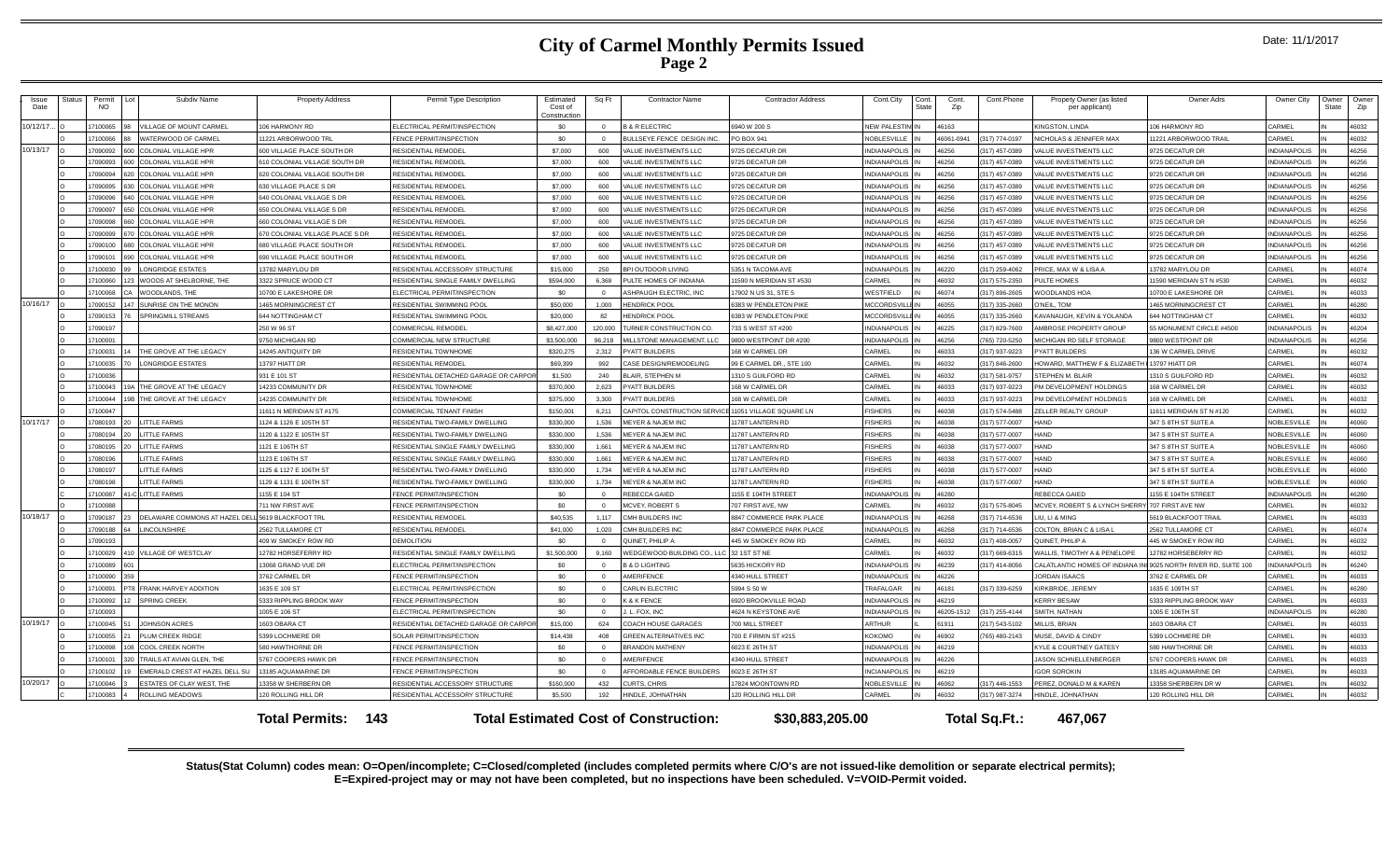# City of Carmel Monthly Permits Issued
## Page 2

Date: 11/1/2017

| Issue Date | Status | Permit NO | Lot | Subdiv Name | Property Address | Permit Type Description | Estimated Cost of Construction | Sq Ft | Contractor Name | Contractor Address | Cont.City | Cont. State | Cont. Zip | Cont.Phone | Propety Owner (as listed per applicant) | Owner Adrs | Owner City | Owner State | Owner Zip |
|---|---|---|---|---|---|---|---|---|---|---|---|---|---|---|---|---|---|---|---|
| 10/12/17... | O | 17100065 | 98 | VILLAGE OF MOUNT CARMEL | 106 HARMONY RD | ELECTRICAL PERMIT/INSPECTION | $0 | 0 | B & R ELECTRIC | 6940 W 200 S | NEW PALESTIN | IN | 46163 | | KINGSTON, LINDA | 106 HARMONY RD | CARMEL | IN | 46032 |
| | O | 17100066 | 88 | WATERWOOD OF CARMEL | 11221 ARBORWOOD TRL | FENCE PERMIT/INSPECTION | $0 | 0 | BULLSEYE FENCE DESIGN INC. | PO BOX 941 | NOBLESVILLE | IN | 46061-0941 | (317) 774-0197 | NICHOLAS & JENNIFER MAX | 11221 ARBORWOOD TRAIL | CARMEL | IN | 46032 |
| 10/13/17 | O | 17090092 | 600 | COLONIAL VILLAGE HPR | 600 VILLAGE PLACE SOUTH DR | RESIDENTIAL REMODEL | $7,000 | 600 | VALUE INVESTMENTS LLC | 9725 DECATUR DR | INDIANAPOLIS | IN | 46256 | (317) 457-0389 | VALUE INVESTMENTS LLC | 9725 DECATUR DR | INDIANAPOLIS | IN | 46256 |
| | O | 17090093 | 600 | COLONIAL VILLAGE HPR | 610 COLONIAL VILLAGE SOUTH DR | RESIDENTIAL REMODEL | $7,000 | 600 | VALUE INVESTMENTS LLC | 9725 DECATUR DR | INDIANAPOLIS | IN | 46256 | (317) 457-0389 | VALUE INVESTMENTS LLC | 9725 DECATUR DR | INDIANAPOLIS | IN | 46256 |
| | O | 17090094 | 620 | COLONIAL VILLAGE HPR | 620 COLONIAL VILLAGE SOUTH DR | RESIDENTIAL REMODEL | $7,000 | 600 | VALUE INVESTMENTS LLC | 9725 DECATUR DR | INDIANAPOLIS | IN | 46256 | (317) 457-0389 | VALUE INVESTMENTS LLC | 9725 DECATUR DR | INDIANAPOLIS | IN | 46256 |
| | O | 17090095 | 630 | COLONIAL VILLAGE HPR | 630 VILLAGE PLACE S DR | RESIDENTIAL REMODEL | $7,000 | 600 | VALUE INVESTMENTS LLC | 9725 DECATUR DR | INDIANAPOLIS | IN | 46256 | (317) 457-0389 | VALUE INVESTMENTS LLC | 9725 DECATUR DR | INDIANAPOLIS | IN | 46256 |
| | O | 17090096 | 640 | COLONIAL VILLAGE HPR | 640 COLONIAL VILLAGE S DR | RESIDENTIAL REMODEL | $7,000 | 600 | VALUE INVESTMENTS LLC | 9725 DECATUR DR | INDIANAPOLIS | IN | 46256 | (317) 457-0389 | VALUE INVESTMENTS LLC | 9725 DECATUR DR | INDIANAPOLIS | IN | 46256 |
| | O | 17090097 | 650 | COLONIAL VILLAGE HPR | 650 COLONIAL VILLAGE S DR | RESIDENTIAL REMODEL | $7,000 | 600 | VALUE INVESTMENTS LLC | 9725 DECATUR DR | INDIANAPOLIS | IN | 46256 | (317) 457-0389 | VALUE INVESTMENTS LLC | 9725 DECATUR DR | INDIANAPOLIS | IN | 46256 |
| | O | 17090098 | 660 | COLONIAL VILLAGE HPR | 660 COLONIAL VILLAGE S DR | RESIDENTIAL REMODEL | $7,000 | 600 | VALUE INVESTMENTS LLC | 9725 DECATUR DR | INDIANAPOLIS | IN | 46256 | (317) 457-0389 | VALUE INVESTMENTS LLC | 9725 DECATUR DR | INDIANAPOLIS | IN | 46256 |
| | O | 17090099 | 670 | COLONIAL VILLAGE HPR | 670 COLONIAL VILLAGE PLACE S DR | RESIDENTIAL REMODEL | $7,000 | 600 | VALUE INVESTMENTS LLC | 9725 DECATUR DR | INDIANAPOLIS | IN | 46256 | (317) 457-0389 | VALUE INVESTMENTS LLC | 9725 DECATUR DR | INDIANAPOLIS | IN | 46256 |
| | O | 17090100 | 680 | COLONIAL VILLAGE HPR | 680 VILLAGE PLACE SOUTH DR | RESIDENTIAL REMODEL | $7,000 | 600 | VALUE INVESTMENTS LLC | 9725 DECATUR DR | INDIANAPOLIS | IN | 46256 | (317) 457-0389 | VALUE INVESTMENTS LLC | 9725 DECATUR DR | INDIANAPOLIS | IN | 46256 |
| | O | 17090101 | 690 | COLONIAL VILLAGE HPR | 690 VILLAGE PLACE SOUTH DR | RESIDENTIAL REMODEL | $7,000 | 600 | VALUE INVESTMENTS LLC | 9725 DECATUR DR | INDIANAPOLIS | IN | 46256 | (317) 457-0389 | VALUE INVESTMENTS LLC | 9725 DECATUR DR | INDIANAPOLIS | IN | 46256 |
| | O | 17100030 | 99 | LONGRIDGE ESTATES | 13782 MARYLOU DR | RESIDENTIAL ACCESSORY STRUCTURE | $15,000 | 250 | BPI OUTDOOR LIVING | 5351 N TACOMA AVE | INDIANAPOLIS | IN | 46220 | (317) 259-4062 | PRICE, MAX W & LISA A | 13782 MARYLOU DR | CARMEL | IN | 46074 |
| | O | 17100060 | 123 | WOODS AT SHELBORNE, THE | 3322 SPRUCE WOOD CT | RESIDENTIAL SINGLE FAMILY DWELLING | $594,000 | 6,369 | PULTE HOMES OF INDIANA | 11590 N MERIDIAN ST #530 | CARMEL | IN | 46032 | (317) 575-2350 | PULTE HOMES | 11590 MERIDIAN ST N #530 | CARMEL | IN | 46032 |
| | O | 17100068 | CA | WOODLANDS, THE | 10700 E LAKESHORE DR | ELECTRICAL PERMIT/INSPECTION | $0 | 0 | ASHPAUGH ELECTRIC, INC | 17902 N US 31, STE 5 | WESTFIELD | IN | 46074 | (317) 896-2605 | WOODLANDS HOA | 10700 E LAKESHORE DR | CARMEL | IN | 46033 |
| 10/16/17 | O | 17090152 | 147 | SUNRISE ON THE MONON | 1465 MORNINGCREST CT | RESIDENTIAL SWIMMING POOL | $50,000 | 1,000 | HENDRICK POOL | 6383 W PENDLETON PIKE | MCCORDSVILLE | IN | 46055 | (317) 335-2660 | O'NEIL, TOM | 1465 MORNINGCREST CT | CARMEL | IN | 46280 |
| | O | 17090153 | 76 | SPRINGMILL STREAMS | 644 NOTTINGHAM CT | RESIDENTIAL SWIMMING POOL | $20,000 | 82 | HENDRICK POOL | 6383 W PENDLETON PIKE | MCCORDSVILLE | IN | 46055 | (317) 335-2660 | KAVANAUGH, KEVIN & YOLANDA | 644 NOTTINGHAM CT | CARMEL | IN | 46032 |
| | O | 17090197 | | | 250 W 96 ST | COMMERCIAL REMODEL | $8,427,000 | 120,000 | TURNER CONSTRUCTION CO. | 733 S WEST ST #200 | INDIANAPOLIS | IN | 46225 | (317) 829-7600 | AMBROSE PROPERTY GROUP | 55 MONUMENT CIRCLE #4500 | INDIANAPOLIS | IN | 46204 |
| | O | 17100001 | | | 9750 MICHIGAN RD | COMMERCIAL NEW STRUCTURE | $3,500,000 | 96,218 | MILLSTONE MANAGEMENT, LLC | 9800 WESTPOINT DR #200 | INDIANAPOLIS | IN | 46256 | (765) 720-5250 | MICHIGAN RD SELF STORAGE | 9800 WESTPOINT DR | INDIANAPOLIS | IN | 46256 |
| | O | 17100031 | 14 | THE GROVE AT THE LEGACY | 14245 ANTIQUITY DR | RESIDENTIAL TOWNHOME | $320,275 | 2,312 | PYATT BUILDERS | 168 W CARMEL DR | CARMEL | IN | 46033 | (317) 937-9223 | PYATT BUILDERS | 136 W CARMEL DRIVE | CARMEL | IN | 46032 |
| | O | 17100035 | 70 | LONGRIDGE ESTATES | 13797 HIATT DR | RESIDENTIAL REMODEL | $69,399 | 992 | CASE DESIGN/REMODELING | 99 E CARMEL DR., STE 100 | CARMEL | IN | 46032 | (317) 846-2600 | HOWARD, MATTHEW F & ELIZABETH | 13797 HIATT DR | CARMEL | IN | 46074 |
| | O | 17100036 | | | 931 E 101 ST | RESIDENTIAL DETACHED GARAGE OR CARPOR | $1,500 | 240 | BLAIR, STEPHEN M | 1310 S GUILFORD RD | CARMEL | IN | 46032 | (317) 581-9757 | STEPHEN M. BLAIR | 1310 S GUILFORD RD | CARMEL | IN | 46032 |
| | O | 17100043 | 19A | THE GROVE AT THE LEGACY | 14233 COMMUNITY DR | RESIDENTIAL TOWNHOME | $370,000 | 2,623 | PYATT BUILDERS | 168 W CARMEL DR | CARMEL | IN | 46033 | (317) 937-9223 | PM DEVELOPMENT HOLDINGS | 168 W CARMEL DR | CARMEL | IN | 46032 |
| | O | 17100044 | 19B | THE GROVE AT THE LEGACY | 14235 COMMUNITY DR | RESIDENTIAL TOWNHOME | $375,000 | 3,300 | PYATT BUILDERS | 168 W CARMEL DR | CARMEL | IN | 46033 | (317) 937-9223 | PM DEVELOPMENT HOLDINGS | 168 W CARMEL DR | CARMEL | IN | 46032 |
| | O | 17100047 | | | 11611 N MERIDIAN ST #175 | COMMERCIAL TENANT FINISH | $150,001 | 6,211 | CAPITOL CONSTRUCTION SERVICE | 11051 VILLAGE SQUARE LN | FISHERS | IN | 46038 | (317) 574-5488 | ZELLER REALTY GROUP | 11611 MERIDIAN ST N #120 | CARMEL | IN | 46032 |
| 10/17/17 | O | 17080193 | 20 | LITTLE FARMS | 1124 & 1126 E 105TH ST | RESIDENTIAL TWO-FAMILY DWELLING | $330,000 | 1,536 | MEYER & NAJEM INC | 11787 LANTERN RD | FISHERS | IN | 46038 | (317) 577-0007 | HAND | 347 S 8TH ST SUITE A | NOBLESVILLE | IN | 46060 |
| | O | 17080194 | 20 | LITTLE FARMS | 1120 & 1122 E 105TH ST | RESIDENTIAL TWO-FAMILY DWELLING | $330,000 | 1,536 | MEYER & NAJEM INC | 11787 LANTERN RD | FISHERS | IN | 46038 | (317) 577-0007 | HAND | 347 S 8TH ST SUITE A | NOBLESVILLE | IN | 46060 |
| | O | 17080195 | 20 | LITTLE FARMS | 1121 E 106TH ST | RESIDENTIAL SINGLE FAMILY DWELLING | $330,000 | 1,661 | MEYER & NAJEM INC | 11787 LANTERN RD | FISHERS | IN | 46038 | (317) 577-0007 | HAND | 347 S 8TH ST SUITE A | NOBLESVILLE | IN | 46060 |
| | O | 17080196 | | LITTLE FARMS | 1123 E 106TH ST | RESIDENTIAL SINGLE FAMILY DWELLING | $330,000 | 1,661 | MEYER & NAJEM INC | 11787 LANTERN RD | FISHERS | IN | 46038 | (317) 577-0007 | HAND | 347 S 8TH ST SUITE A | NOBLESVILLE | IN | 46060 |
| | O | 17080197 | | LITTLE FARMS | 1125 & 1127 E 106TH ST | RESIDENTIAL TWO-FAMILY DWELLING | $330,000 | 1,734 | MEYER & NAJEM INC | 11787 LANTERN RD | FISHERS | IN | 46038 | (317) 577-0007 | HAND | 347 S 8TH ST SUITE A | NOBLESVILLE | IN | 46060 |
| | O | 17080198 | | LITTLE FARMS | 1129 & 1131 E 106TH ST | RESIDENTIAL TWO-FAMILY DWELLING | $330,000 | 1,734 | MEYER & NAJEM INC | 11787 LANTERN RD | FISHERS | IN | 46038 | (317) 577-0007 | HAND | 347 S 8TH ST SUITE A | NOBLESVILLE | IN | 46060 |
| | C | 17100087 | 41-C | LITTLE FARMS | 1155 E 104 ST | FENCE PERMIT/INSPECTION | $0 | 0 | REBECCA GAIED | 1155 E 104TH STREET | INDIANAPOLIS | IN | 46280 | | REBECCA GAIED | 1155 E 104TH STREET | INDIANAPOLIS | IN | 46280 |
| | O | 17100088 | | | 711 NW FIRST AVE | FENCE PERMIT/INSPECTION | $0 | 0 | MCVEY, ROBERT S | 707 FIRST AVE, NW | CARMEL | IN | 46032 | (317) 575-8045 | MCVEY, ROBERT S & LYNCH SHERRY | 707 FIRST AVE NW | CARMEL | IN | 46032 |
| 10/18/17 | O | 17090187 | 23 | DELAWARE COMMONS AT HAZEL DELL | 5619 BLACKFOOT TRL | RESIDENTIAL REMODEL | $40,535 | 1,117 | CMH BUILDERS INC | 8847 COMMERCE PARK PLACE | INDIANAPOLIS | IN | 46268 | (317) 714-6536 | LIU, LI & MING | 5619 BLACKFOOT TRAIL | CARMEL | IN | 46033 |
| | O | 17090188 | 64 | LINCOLNSHIRE | 2562 TULLAMORE CT | RESIDENTIAL REMODEL | $41,000 | 1,020 | CMH BUILDERS INC | 8847 COMMERCE PARK PLACE | INDIANAPOLIS | IN | 46268 | (317) 714-6536 | COLTON, BRIAN C & LISA L | 2562 TULLAMORE CT | CARMEL | IN | 46074 |
| | O | 17090193 | | | 409 W SMOKEY ROW RD | DEMOLITION | $0 | 0 | QUINET, PHILIP A | 445 W SMOKEY ROW RD | CARMEL | IN | 46032 | (317) 408-0057 | QUINET, PHILIP A | 445 W SMOKEY ROW RD | CARMEL | IN | 46032 |
| | O | 17100029 | 410 | VILLAGE OF WESTCLAY | 12782 HORSEFERRY RD | RESIDENTIAL SINGLE FAMILY DWELLING | $1,500,000 | 9,160 | WEDGEWOOD BUILDING CO., LLC | 32 1ST ST NE | CARMEL | IN | 46032 | (317) 669-6315 | WALLIS, TIMOTHY A & PENELOPE | 12782 HORSEBERRY RD | CARMEL | IN | 46032 |
| | O | 17100089 | 601 | | 13068 GRAND VUE DR | ELECTRICAL PERMIT/INSPECTION | $0 | 0 | B & D LIGHTING | 5635 HICKORY RD | INDIANAPOLIS | IN | 46239 | (317) 414-8056 | CALATLANTIC HOMES OF INDIANA INC | 9025 NORTH RIVER RD, SUITE 100 | INDIANAPOLIS | IN | 46240 |
| | O | 17100090 | 359 | | 3762 CARMEL DR | FENCE PERMIT/INSPECTION | $0 | 0 | AMERIFENCE | 4340 HULL STREET | INDIANAPOLIS | IN | 46226 | | JORDAN ISAACS | 3762 E CARMEL DR | CARMEL | IN | 46033 |
| | O | 17100091 | PT8 | FRANK HARVEY ADDITION | 1635 E 109 ST | ELECTRICAL PERMIT/INSPECTION | $0 | 0 | CARLIN ELECTRIC | 5994 S 50 W | TRAFALGAR | IN | 46181 | (317) 339-6259 | KIRKBRIDE, JEREMY | 1635 E 109TH ST | CARMEL | IN | 46280 |
| | O | 17100092 | 12 | SPRING CREEK | 5333 RIPPLING BROOK WAY | FENCE PERMIT/INSPECTION | $0 | 0 | K & K FENCE | 6920 BROOKVILLE ROAD | INDIANAPOLIS | IN | 46219 | | KERRY BESAW | 5333 RIPPLING BROOK WAY | CARMEL | IN | 46033 |
| | O | 17100093 | | | 1005 E 106 ST | ELECTRICAL PERMIT/INSPECTION | $0 | 0 | J. L. FOX, INC | 4624 N KEYSTONE AVE | INDIANAPOLIS | IN | 46205-1512 | (317) 255-4144 | SMITH, NATHAN | 1005 E 106TH ST | INDIANAPOLIS | IN | 46280 |
| 10/19/17 | O | 17100045 | 51 | JOHNSON ACRES | 1603 OBARA CT | RESIDENTIAL DETACHED GARAGE OR CARPOR | $15,000 | 624 | COACH HOUSE GARAGES | 700 MILL STREET | ARTHUR | IL | 61911 | (217) 543-5102 | MILLIS, BRIAN | 1603 OBARA CT | CARMEL | IN | 46033 |
| | O | 17100055 | 21 | PLUM CREEK RIDGE | 5399 LOCHMERE DR | SOLAR PERMIT/INSPECTION | $14,438 | 408 | GREEN ALTERNATIVES INC | 700 E FIRMIN ST #215 | KOKOMO | IN | 46902 | (765) 480-2143 | MUSE, DAVID & CINDY | 5399 LOCHMERE DR | CARMEL | IN | 46033 |
| | O | 17100098 | 108 | COOL CREEK NORTH | 580 HAWTHORNE DR | FENCE PERMIT/INSPECTION | $0 | 0 | BRANDON MATHENY | 6023 E 26TH ST | INDIANAPOLIS | IN | 46219 | | KYLE & COURTNEY GATESY | 580 HAWTHORNE DR | CARMEL | IN | 46033 |
| | O | 17100101 | 320 | TRAILS AT AVIAN GLEN, THE | 5767 COOPERS HAWK DR | FENCE PERMIT/INSPECTION | $0 | 0 | AMERIFENCE | 4340 HULL STREET | INDIANAPOLIS | IN | 46226 | | JASON SCHNELLENBERGER | 5767 COOPERS HAWK DR | CARMEL | IN | 46033 |
| | O | 17100102 | 19 | EMERALD CREST AT HAZEL DELL SU | 13185 AQUAMARINE DR | FENCE PERMIT/INSPECTION | $0 | 0 | AFFORDABLE FENCE BUILDERS | 6023 E 26TH ST | INCIANAPOLIS | IN | 46219 | | IGOR SOROKIN | 13185 AQUAMARINE DR | CARMEL | IN | 46033 |
| 10/20/17 | O | 17100046 | 3 | ESTATES OF CLAY WEST, THE | 13358 W SHERBERN DR | RESIDENTIAL ACCESSORY STRUCTURE | $160,000 | 432 | CURTS, CHRIS | 17824 MOONTOWN RD | NOBLESVILLE | IN | 46062 | (317) 446-1553 | PEREZ, DONALD M & KAREN | 13358 SHERBERN DR W | CARMEL | IN | 46032 |
| | C | 17100083 | 4 | ROLLING MEADOWS | 120 ROLLING HILL DR | RESIDENTIAL ACCESSORY STRUCTURE | $5,500 | 192 | HINDLE, JOHNATHAN | 120 ROLLING HILL DR | CARMEL | IN | 46032 | (317) 987-3274 | HINDLE, JOHNATHAN | 120 ROLLING HILL DR | CARMEL | IN | 46032 |

**Total Permits: 143** **Total Estimated Cost of Construction: $30,883,205.00** **Total Sq.Ft.: 467,067**

**Status(Stat Column) codes mean: O=Open/incomplete; C=Closed/completed (includes completed permits where C/O's are not issued-like demolition or separate electrical permits); E=Expired-project may or may not have been completed, but no inspections have been scheduled. V=VOID-Permit voided.**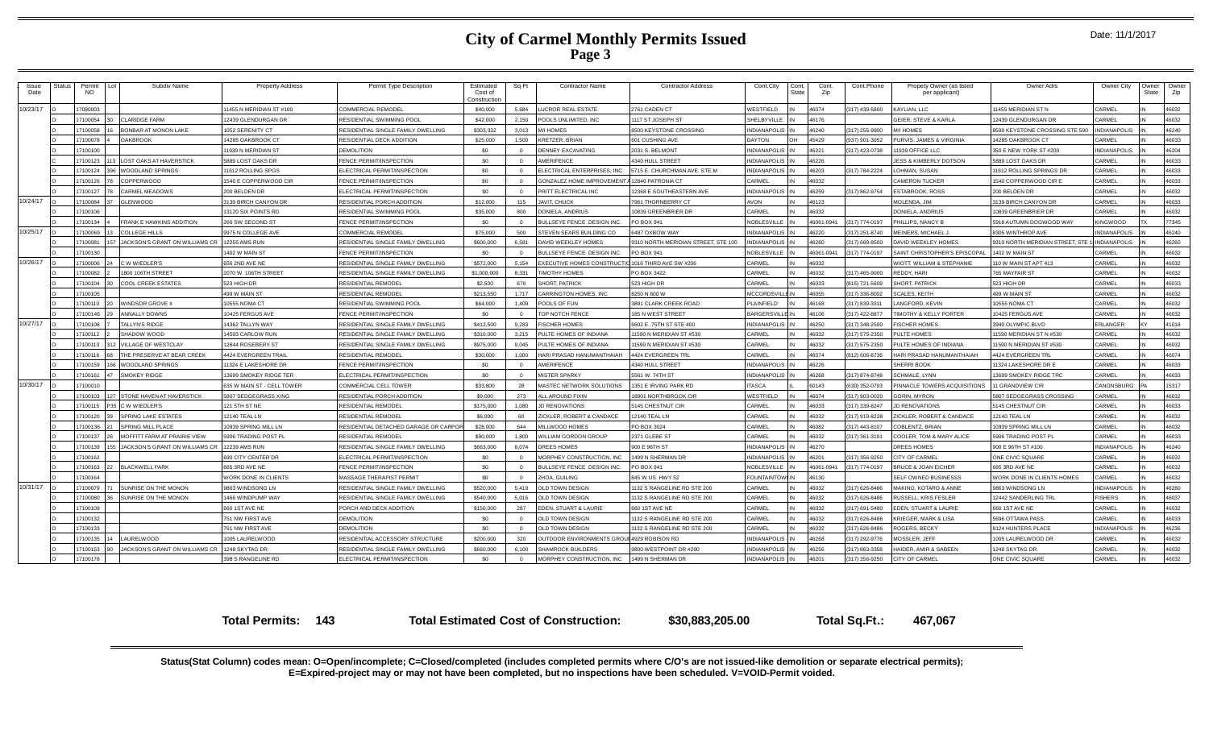# City of Carmel Monthly Permits Issued

## Page 3

Date: 11/1/2017

| Issue Date | Status | Permit NO | Lot | Subdiv Name | Property Address | Permit Type Description | Estimated Cost of Construction | Sq Ft | Contractor Name | Contractor Address | Cont.City | Cont. State | Cont. Zip | Cont.Phone | Propety Owner (as listed per applicant) | Owner Adrs | Owner City | Owner State | Owner Zip |
|---|---|---|---|---|---|---|---|---|---|---|---|---|---|---|---|---|---|---|---|
| 10/23/17 | O | 17080003 | | | 11455 N MERIDIAN ST #100 | COMMERCIAL REMODEL | $40,000 | 5,684 | LUCROR REAL ESTATE | 2761 CADEN CT | WESTFIELD | IN | 46074 | (317) 439-5800 | KAYLIAN, LLC | 11455 MERIDIAN ST N | CARMEL | IN | 46032 |
| | O | 17100054 | 30 | CLARIDGE FARM | 12439 GLENDURGAN DR | RESIDENTIAL SWIMMING POOL | $42,000 | 2,150 | POOLS UNLIMITED, INC | 1117 ST JOSEPH ST | SHELBYVILLE | IN | 46176 | | GEIER, STEVE & KARLA | 12439 GLENDURGAN DR | CARMEL | IN | 46032 |
| | O | 17100058 | 16 | BONBAR AT MONON LAKE | 1052 SERENITY CT | RESIDENTIAL SINGLE FAMILY DWELLING | $303,332 | 3,013 | M/I HOMES | 8500 KEYSTONE CROSSING | INDIANAPOLIS | IN | 46240 | (317) 255-9900 | M/I HOMES | 8500 KEYSTONE CROSSING STE 590 | INDIANAPOLIS | IN | 46240 |
| | O | 17100078 | 4 | OAKBROOK | 14285 OAKBROOK CT | RESIDENTIAL DECK ADDITION | $25,000 | 1,500 | KRETZER, BRIAN | 601 CUSHING AVE | DAYTON | OH | 45429 | (937) 901-3052 | PURVIS, JAMES & VIRGINIA | 14285 OAKBROOK CT | CARMEL | IN | 46033 |
| | O | 17100100 | | | 11939 N MERIDIAN ST | DEMOLITION | $0 | 0 | DENNEY EXCAVATING | 2031 S. BELMONT | INDIANAPOLIS | IN | 46221 | (317) 423-0738 | 11939 OFFICE LLC | 350 E NEW YORK ST #200 | INDIANAPOLIS | IN | 46204 |
| | C | 17100123 | 113 | LOST OAKS AT HAVERSTICK | 5889 LOST OAKS DR | FENCE PERMIT/INSPECTION | $0 | 0 | AMERIFENCE | 4340 HULL STREET | INDIANAPOLIS | IN | 46226 | | JESS & KIMBERLY DOTSON | 5889 LOST OAKS DR | CARMEL | IN | 46033 |
| | O | 17100124 | 396 | WOODLAND SPRINGS | 11612 ROLLING SPGS | ELECTRICAL PERMIT/INSPECTION | $0 | 0 | ELECTRICAL ENTERPRISES, INC. | 5715 E. CHURCHMAN AVE. STE.M | INDIANAPOLIS | IN | 46203 | (317) 784-2224 | LOHMAN, SUSAN | 11612 ROLLING SPRINGS DR | CARMEL | IN | 46033 |
| | O | 17100126 | 78 | COPPERWOOD | 1540 E COPPERWOOD CIR | FENCE PERMIT/INSPECTION | $0 | 0 | GONZALEZ HOME IMPROVEMENT A | 12846 PATRONIA CT | CARMEL | IN | 46032 | | CAMERON TUCKER | 1540 COPPERWOOD CIR E | CARMEL | IN | 46033 |
| | O | 17100127 | 76 | CARMEL MEADOWS | 200 BELDEN DR | ELECTRICAL PERMIT/INSPECTION | $0 | 0 | PRITT ELECTRICAL INC | 12368 E SOUTHEASTERN AVE | INDIANAPOLIS | IN | 46259 | (317) 862-9754 | ESTABROOK, ROSS | 200 BELDEN DR | CARMEL | IN | 46032 |
| 10/24/17 | O | 17100084 | 37 | GLENWOOD | 3139 BIRCH CANYON DR | RESIDENTIAL PORCH ADDITION | $12,000 | 115 | JAVIT, CHUCK | 7961 THORNBERRY CT | AVON | IN | 46123 | | MOLENDA, JIM | 3139 BIRCH CANYON DR | CARMEL | IN | 46033 |
| | O | 17100106 | | | 13120 SIX POINTS RD | RESIDENTIAL SWIMMING POOL | $35,000 | 800 | DONIELA, ANDRIUS | 10839 GREENBRIER DR | CARMEL | IN | 46032 | | DONIELA, ANDRIUS | 10839 GREENBRIER DR | CARMEL | IN | 46032 |
| | O | 17100134 | 4 | FRANK E HAWKINS ADDITION | 260 SW SECOND ST | FENCE PERMIT/INSPECTION | $0 | 0 | BULLSEYE FENCE DESIGN INC. | PO BOX 941 | NOBLESVILLE | IN | 46061-0941 | (317) 774-0197 | PHILLIPS, NANCY B | 5918 AUTUMN DOGWOOD WAY | KINGWOOD | TX | 77345 |
| 10/25/17 | O | 17100069 | 13 | COLLEGE HILLS | 9975 N COLLEGE AVE | COMMERCIAL REMODEL | $75,000 | 500 | STEVEN SEARS BUILDING CO | 6487 OXBOW WAY | INDIANAPOLIS | IN | 46220 | (317) 251-8740 | MEINERS, MICHAEL J. | 8305 WINTHROP AVE | INDIANAPOLIS | IN | 46240 |
| | O | 17100081 | 157 | JACKSON'S GRANT ON WILLIAMS CR | 12255 AMS RUN | RESIDENTIAL SINGLE FAMILY DWELLING | $600,000 | 6,581 | DAVID WEEKLEY HOMES | 9310 NORTH MERIDIAN STREET, STE 100 | INDIANAPOLIS | IN | 46260 | (317) 669-8500 | DAVID WEEKLEY HOMES | 9310 NORTH MERIDIAN STREET, STE 1 | INDIANAPOLIS | IN | 46260 |
| | O | 17100130 | | | 1402 W MAIN ST | FENCE PERMIT/INSPECTION | $0 | 0 | BULLSEYE FENCE DESIGN INC. | PO BOX 941 | NOBLESVILLE | IN | 46061-0941 | (317) 774-0197 | SAINT CHRISTOPHER'S EPISCOPAL | 1402 W MAIN ST | CARMEL | IN | 46032 |
| 10/26/17 | O | 17100006 | 24 | C W WIEDLER'S | 656 2ND AVE NE | RESIDENTIAL SINGLE FAMILY DWELLING | $572,000 | 5,154 | EXECUTIVE HOMES CONSTRUCTIO | 1016 THIRD AVE SW #206 | CARMEL | IN | 46032 | | WIOTT, WILLIAM & STEPHANIE | 110 W MAIN ST APT 413 | CARMEL | IN | 46032 |
| | O | 17100082 | 2 | 1800 106TH STREET | 2070 W. 106TH STREET | RESIDENTIAL SINGLE FAMILY DWELLING | $1,000,000 | 8,331 | TIMOTHY HOMES | PO BOX 3422 | CARMEL | IN | 46032 | (317) 465-9000 | REDDY, HARI | 765 MAYFAIR ST | CARMEL | IN | 46032 |
| | O | 17100104 | 30 | COOL CREEK ESTATES | 523 HIGH DR | RESIDENTIAL REMODEL | $2,500 | 676 | SHORT, PATRICK | 523 HIGH DR | CARMEL | IN | 46033 | (815) 721-5609 | SHORT, PATRICK | 523 HIGH DR | CARMEL | IN | 46033 |
| | O | 17100105 | | | 499 W MAIN ST | RESIDENTIAL REMODEL | $213,550 | 1,717 | CARRINGTON HOMES, INC | 8250 N 600 W | MCCORDSVILLE | IN | 46055 | (317) 336-8002 | SCALES, KEITH | 499 W MAIN ST | CARMEL | IN | 46032 |
| | O | 17100110 | 20 | WINDSOR GROVE II | 10555 NOMA CT | RESIDENTIAL SWIMMING POOL | $64,000 | 1,409 | POOLS OF FUN | 3891 CLARK CREEK ROAD | PLAINFIELD | IN | 46168 | (317) 839-3311 | LANGFORD, KEVIN | 10555 NOMA CT | CARMEL | IN | 46032 |
| | O | 17100146 | 29 | ANNALLY DOWNS | 10425 FERGUS AVE | FENCE PERMIT/INSPECTION | $0 | 0 | TOP NOTCH FENCE | 185 N WEST STREET | BARGERSVILLE | IN | 46106 | (317) 422-8877 | TIMOTHY & KELLY PORTER | 10425 FERGUS AVE | CARMEL | IN | 46032 |
| 10/27/17 | O | 17100108 | 7 | TALLYN'S RIDGE | 14362 TALLYN WAY | RESIDENTIAL SINGLE FAMILY DWELLING | $412,500 | 9,283 | FISCHER HOMES | 6602 E. 75TH ST STE 400 | INDIANAPOLIS | IN | 46250 | (317) 348-2500 | FISCHER HOMES | 3940 OLYMPIC BLVD | ERLANGER | KY | 41018 |
| | O | 17100112 | 2 | SHADOW WOOD | 14503 CARLOW RUN | RESIDENTIAL SINGLE FAMILY DWELLING | $310,000 | 3,215 | PULTE HOMES OF INDIANA | 11590 N MERIDIAN ST #530 | CARMEL | IN | 46032 | (317) 575-2350 | PULTE HOMES | 11590 MERIDIAN ST N #530 | CARMEL | IN | 46032 |
| | O | 17100113 | 312 | VILLAGE OF WESTCLAY | 12644 ROSEBERY ST | RESIDENTIAL SINGLE FAMILY DWELLING | $975,000 | 9,045 | PULTE HOMES OF INDIANA | 11590 N MERIDIAN ST #530 | CARMEL | IN | 46032 | (317) 575-2350 | PULTE HOMES OF INDIANA | 11590 N MERIDIAN ST #530 | CARMEL | IN | 46032 |
| | O | 17100116 | 68 | THE PRESERVE AT BEAR CREEK | 4424 EVERGREEN TRAIL | RESIDENTIAL REMODEL | $30,000 | 1,000 | HARI PRASAD HANUMANTHAIAH | 4424 EVERGREEN TRL | CARMEL | IN | 46074 | (812) 606-8736 | HARI PRASAD HANUMANTHAIAH | 4424 EVERGREEN TRL | CARMEL | IN | 46074 |
| | O | 17100159 | 166 | WOODLAND SPRINGS | 11324 E LAKESHORE DR | FENCE PERMIT/INSPECTION | $0 | 0 | AMERIFENCE | 4340 HULL STREET | INDIANAPOLIS | IN | 46226 | | SHERRI BOOK | 11324 LAKESHORE DR E | CARMEL | IN | 46033 |
| | O | 17100161 | 47 | SMOKEY RIDGE | 13699 SMOKEY RIDGE TER | ELECTRICAL PERMIT/INSPECTION | $0 | 0 | MISTER SPARKY | 5561 W. 74TH ST | INDIANAPOLIS | IN | 46268 | (317) 874-8748 | SCHMALE, LYNN | 13699 SMOKEY RIDGE TRC | CARMEL | IN | 46033 |
| 10/30/17 | O | 17100010 | | | 635 W MAIN ST - CELL TOWER | COMMERCIAL CELL TOWER | $33,800 | 28 | MASTEC NETWORK SOLUTIONS | 1351 E IRVING PARK RD | ITASCA | IL | 60143 | (630) 352-0793 | PINNACLE TOWERS ACQUISITIONS | 11 GRANDVIEW CIR | CANONSBURG | PA | 15317 |
| | O | 17100103 | 127 | STONE HAVEN AT HAVERSTICK | 5807 SEDGEGRASS XING | RESIDENTIAL PORCH ADDITION | $9,000 | 273 | ALL AROUND FIXIN | 18901 NORTHBROOK CIR | WESTFIELD | IN | 46074 | (317) 903-0020 | GORIN, MYRON | 5807 SEDGEGRASS CROSSING | CARMEL | IN | 46032 |
| | O | 17100115 | P35 | C W WIEDLER'S | 121 5TH ST NE | RESIDENTIAL REMODEL | $175,000 | 1,080 | JD RENOVATIONS | 5145 CHESTNUT CIR | CARMEL | IN | 46033 | (317) 339-8247 | JD RENOVATIONS | 5145 CHESTNUT CIR | CARMEL | IN | 46033 |
| | O | 17100120 | 39 | SPRING LAKE ESTATES | 12140 TEAL LN | RESIDENTIAL REMODEL | $6,000 | 60 | ZICKLER, ROBERT & CANDACE | 12140 TEAL LN | CARMEL | IN | 46032 | (317) 919-8228 | ZICKLER, ROBERT & CANDACE | 12140 TEAL LN | CARMEL | IN | 46032 |
| | O | 17100136 | 21 | SPRING MILL PLACE | 10939 SPRING MILL LN | RESIDENTIAL DETACHED GARAGE OR CARPOR | $28,000 | 644 | MILLWOOD HOMES | PO BOX 3024 | CARMEL | IN | 46082 | (317) 443-8107 | COBLENTZ, BRIAN | 10939 SPRING MILL LN | CARMEL | IN | 46032 |
| | O | 17100137 | 26 | MOFFITT FARM AT PRAIRIE VIEW | 5906 TRADING POST PL | RESIDENTIAL REMODEL | $90,000 | 1,800 | WILLIAM GORDON GROUP | 2371 GLEBE ST | CARMEL | IN | 46032 | (317) 361-3191 | COOLER, TOM & MARY ALICE | 5906 TRADING POST PL | CARMEL | IN | 46033 |
| | O | 17100139 | 155 | JACKSON'S GRANT ON WILLIAMS CR | 12239 AMS RUN | RESIDENTIAL SINGLE FAMILY DWELLING | $863,000 | 8,074 | DREES HOMES | 900 E 96TH ST | INDIANAPOLIS | IN | 46270 | | DREES HOMES | 900 E 96TH ST #100 | INDIANAPOLIS | IN | 46240 |
| | O | 17100162 | | | 690 CITY CENTER DR | ELECTRICAL PERMIT/INSPECTION | $0 | 0 | MORPHEY CONSTRUCTION, INC | 1499 N SHERMAN DR | INDIANAPOLIS | IN | 46201 | (317) 356-9250 | CITY OF CARMEL | ONE CIVIC SQUARE | CARMEL | IN | 46032 |
| | O | 17100163 | 22 | BLACKWELL PARK | 665 3RD AVE NE | FENCE PERMIT/INSPECTION | $0 | 0 | BULLSEYE FENCE DESIGN INC. | PO BOX 941 | NOBLESVILLE | IN | 46061-0941 | (317) 774-0197 | BRUCE & JOAN EICHER | 665 3RD AVE NE | CARMEL | IN | 46032 |
| | O | 17100164 | | | WORK DONE IN CLIENTS | MASSAGE THERAPIST PERMIT | $0 | 0 | ZHOA, GUILING | 845 W US HWY 52 | FOUNTAINTOWN | IN | 46130 | | SELF OWNED BUSINESSS | WORK DONE IN CLIENTS HOMES | CARMEL | IN | 46032 |
| 10/31/17 | O | 17100079 | 71 | SUNRISE ON THE MONON | 9863 WINDSONG LN | RESIDENTIAL SINGLE FAMILY DWELLING | $520,000 | 5,419 | OLD TOWN DESIGN | 1132 S RANGELINE RD STE 200 | CARMEL | IN | 46032 | (317) 626-8486 | MAKINO, KOTARO & ANNE | 9863 WINDSONG LN | INDIANAPOLIS | IN | 46280 |
| | O | 17100080 | 36 | SUNRISE ON THE MONON | 1466 WINDPUMP WAY | RESIDENTIAL SINGLE FAMILY DWELLING | $540,000 | 5,016 | OLD TOWN DESIGN | 1132 S RANGELINE RD STE 200 | CARMEL | IN | 46032 | (317) 626-8486 | RUSSELL, KRIS FESLER | 12442 SANDERLING TRL | FISHERS | IN | 46037 |
| | O | 17100109 | | | 660 1ST AVE NE | PORCH AND DECK ADDITION | $150,000 | 287 | EDEN, STUART & LAURIE | 660 1ST AVE NE | CARMEL | IN | 46032 | (317) 691-5480 | EDEN, STUART & LAURIE | 660 1ST AVE NE | CARMEL | IN | 46032 |
| | O | 17100132 | | | 751 NW FIRST AVE | DEMOLITION | $0 | 0 | OLD TOWN DESIGN | 1132 S RANGELINE RD STE 200 | CARMEL | IN | 46032 | (317) 626-8486 | KRIEGER, MARK & LISA | 5696 OTTAWA PASS | CARMEL | IN | 46033 |
| | O | 17100133 | | | 761 NW FIRST AVE | DEMOLITION | $0 | 0 | OLD TOWN DESIGN | 1132 S RANGELINE RD STE 200 | CARMEL | IN | 46032 | (317) 626-8486 | ROGERS, BECKY | 8124 HUNTERS PLACE | INDIANAPOLIS | IN | 46236 |
| | O | 17100135 | 14 | LAURELWOOD | 1005 LAURELWOOD | RESIDENTIAL ACCESSORY STRUCTURE | $200,000 | 320 | OUTDOOR ENVIRONMENTS GROUP | 4929 ROBISON RD | INDIANAPOLIS | IN | 46268 | (317) 292-9776 | MOSSLER, JEFF | 1005 LAURELWOOD DR | CARMEL | IN | 46032 |
| | O | 17100153 | 90 | JACKSON'S GRANT ON WILLIAMS CR | 1248 SKYTAG DR | RESIDENTIAL SINGLE FAMILY DWELLING | $660,000 | 6,100 | SHAMROCK BUILDERS | 9800 WESTPOINT DR #200 | INDIANAPOLIS | IN | 46256 | (317) 863-3358 | HAIDER, AMIR & SABEEN | 1248 SKYTAG DR | CARMEL | IN | 46032 |
| | O | 17100178 | | | 398 S RANGELINE RD | ELECTRICAL PERMIT/INSPECTION | $0 | 0 | MORPHEY CONSTRUCTION, INC | 1499 N SHERMAN DR | INDIANAPOLIS | IN | 46201 | (317) 356-9250 | CITY OF CARMEL | ONE CIVIC SQUARE | CARMEL | IN | 46032 |

**Total Permits: 143** **Total Estimated Cost of Construction: $30,883,205.00** **Total Sq.Ft.: 467,067**

**Status(Stat Column) codes mean: O=Open/incomplete; C=Closed/completed (includes completed permits where C/O's are not issued-like demolition or separate electrical permits); E=Expired-project may or may not have been completed, but no inspections have been scheduled. V=VOID-Permit voided.**